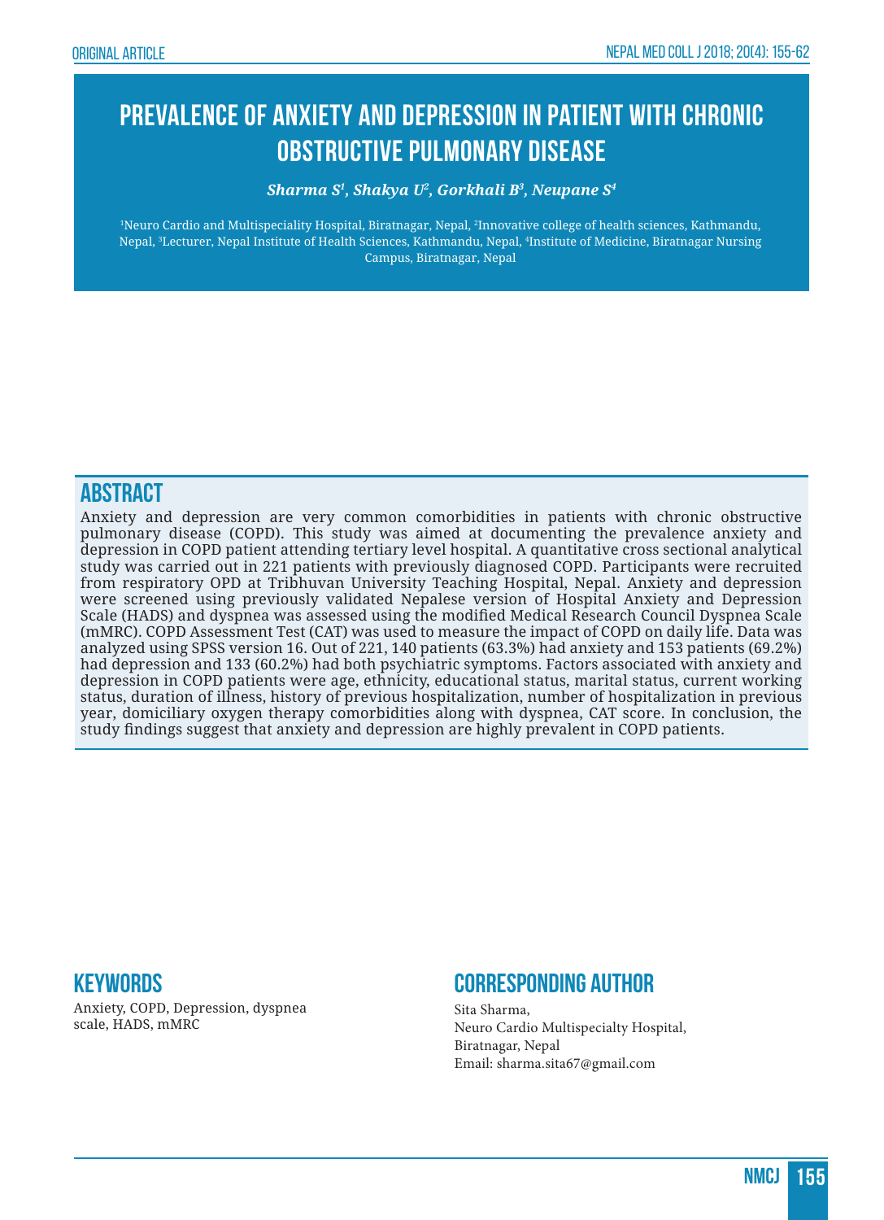ORIGINAL ARTICLE

# PREVALENCE OF ANXIETY AND DEPRESSION IN PATIENT WITH CHRONIC OBSTRUCTIVE PULMONARY DISEASE

***Sharma S[1], Shakya U[2], Gorkhali B[3], Neupane S[4]***

[1]Neuro Cardio and Multispeciality Hospital, Biratnagar, Nepal, [2]Innovative college of health sciences, Kathmandu, Nepal, [3]Lecturer, Nepal Institute of Health Sciences, Kathmandu, Nepal, [4]Institute of Medicine, Biratnagar Nursing Campus, Biratnagar, Nepal

## ABSTRACT

Anxiety and depression are very common comorbidities in patients with chronic obstructive pulmonary disease (COPD). This study was aimed at documenting the prevalence anxiety and depression in COPD patient attending tertiary level hospital. A quantitative cross sectional analytical study was carried out in 221 patients with previously diagnosed COPD. Participants were recruited from respiratory OPD at Tribhuvan University Teaching Hospital, Nepal. Anxiety and depression were screened using previously validated Nepalese version of Hospital Anxiety and Depression Scale (HADS) and dyspnea was assessed using the modified Medical Research Council Dyspnea Scale (mMRC). COPD Assessment Test (CAT) was used to measure the impact of COPD on daily life. Data was analyzed using SPSS version 16. Out of 221, 140 patients (63.3%) had anxiety and 153 patients (69.2%) had depression and 133 (60.2%) had both psychiatric symptoms. Factors associated with anxiety and depression in COPD patients were age, ethnicity, educational status, marital status, current working status, duration of illness, history of previous hospitalization, number of hospitalization in previous year, domiciliary oxygen therapy comorbidities along with dyspnea, CAT score. In conclusion, the study findings suggest that anxiety and depression are highly prevalent in COPD patients.

## KEYWORDS

Anxiety, COPD, Depression, dyspnea scale, HADS, mMRC

## CORRESPONDING AUTHOR

Sita Sharma,
Neuro Cardio Multispecialty Hospital,
Biratnagar, Nepal
Email: sharma.sita67@gmail.com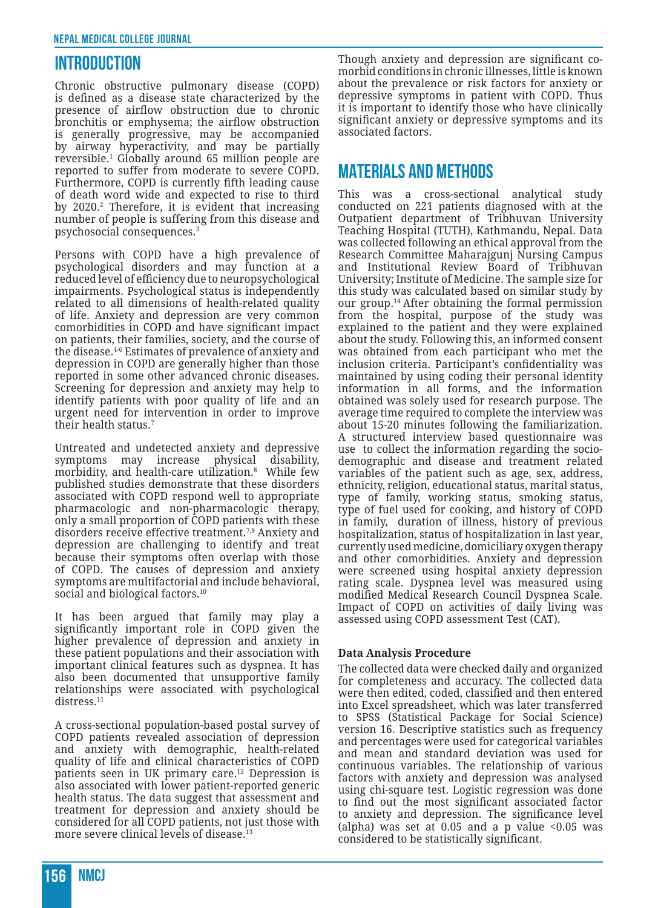# INTRODUCTION

Chronic obstructive pulmonary disease (COPD) is defined as a disease state characterized by the presence of airflow obstruction due to chronic bronchitis or emphysema; the airflow obstruction is generally progressive, may be accompanied by airway hyperactivity, and may be partially reversible.[1] Globally around 65 million people are reported to suffer from moderate to severe COPD. Furthermore, COPD is currently fifth leading cause of death word wide and expected to rise to third by 2020.[2] Therefore, it is evident that increasing number of people is suffering from this disease and psychosocial consequences.[3]

Persons with COPD have a high prevalence of psychological disorders and may function at a reduced level of efficiency due to neuropsychological impairments. Psychological status is independently related to all dimensions of health-related quality of life. Anxiety and depression are very common comorbidities in COPD and have significant impact on patients, their families, society, and the course of the disease.[4-6] Estimates of prevalence of anxiety and depression in COPD are generally higher than those reported in some other advanced chronic diseases. Screening for depression and anxiety may help to identify patients with poor quality of life and an urgent need for intervention in order to improve their health status.[7]

Untreated and undetected anxiety and depressive symptoms may increase physical disability, morbidity, and health-care utilization.[8] While few published studies demonstrate that these disorders associated with COPD respond well to appropriate pharmacologic and non-pharmacologic therapy, only a small proportion of COPD patients with these disorders receive effective treatment.[7,9] Anxiety and depression are challenging to identify and treat because their symptoms often overlap with those of COPD. The causes of depression and anxiety symptoms are multifactorial and include behavioral, social and biological factors.[10]

It has been argued that family may play a significantly important role in COPD given the higher prevalence of depression and anxiety in these patient populations and their association with important clinical features such as dyspnea. It has also been documented that unsupportive family relationships were associated with psychological distress.[11]

A cross-sectional population-based postal survey of COPD patients revealed association of depression and anxiety with demographic, health-related quality of life and clinical characteristics of COPD patients seen in UK primary care.[12] Depression is also associated with lower patient-reported generic health status. The data suggest that assessment and treatment for depression and anxiety should be considered for all COPD patients, not just those with more severe clinical levels of disease.[13]

Though anxiety and depression are significant co-morbid conditions in chronic illnesses, little is known about the prevalence or risk factors for anxiety or depressive symptoms in patient with COPD. Thus it is important to identify those who have clinically significant anxiety or depressive symptoms and its associated factors.

# MATERIALS AND METHODS

This was a cross-sectional analytical study conducted on 221 patients diagnosed with at the Outpatient department of Tribhuvan University Teaching Hospital (TUTH), Kathmandu, Nepal. Data was collected following an ethical approval from the Research Committee Maharajgunj Nursing Campus and Institutional Review Board of Tribhuvan University; Institute of Medicine. The sample size for this study was calculated based on similar study by our group.[14] After obtaining the formal permission from the hospital, purpose of the study was explained to the patient and they were explained about the study. Following this, an informed consent was obtained from each participant who met the inclusion criteria. Participant's confidentiality was maintained by using coding their personal identity information in all forms, and the information obtained was solely used for research purpose. The average time required to complete the interview was about 15-20 minutes following the familiarization. A structured interview based questionnaire was use to collect the information regarding the socio-demographic and disease and treatment related variables of the patient such as age, sex, address, ethnicity, religion, educational status, marital status, type of family, working status, smoking status, type of fuel used for cooking, and history of COPD in family, duration of illness, history of previous hospitalization, status of hospitalization in last year, currently used medicine, domiciliary oxygen therapy and other comorbidities. Anxiety and depression were screened using hospital anxiety depression rating scale. Dyspnea level was measured using modified Medical Research Council Dyspnea Scale. Impact of COPD on activities of daily living was assessed using COPD assessment Test (CAT).

### Data Analysis Procedure

The collected data were checked daily and organized for completeness and accuracy. The collected data were then edited, coded, classified and then entered into Excel spreadsheet, which was later transferred to SPSS (Statistical Package for Social Science) version 16. Descriptive statistics such as frequency and percentages were used for categorical variables and mean and standard deviation was used for continuous variables. The relationship of various factors with anxiety and depression was analysed using chi-square test. Logistic regression was done to find out the most significant associated factor to anxiety and depression. The significance level (alpha) was set at 0.05 and a p value $<0.05$ was considered to be statistically significant.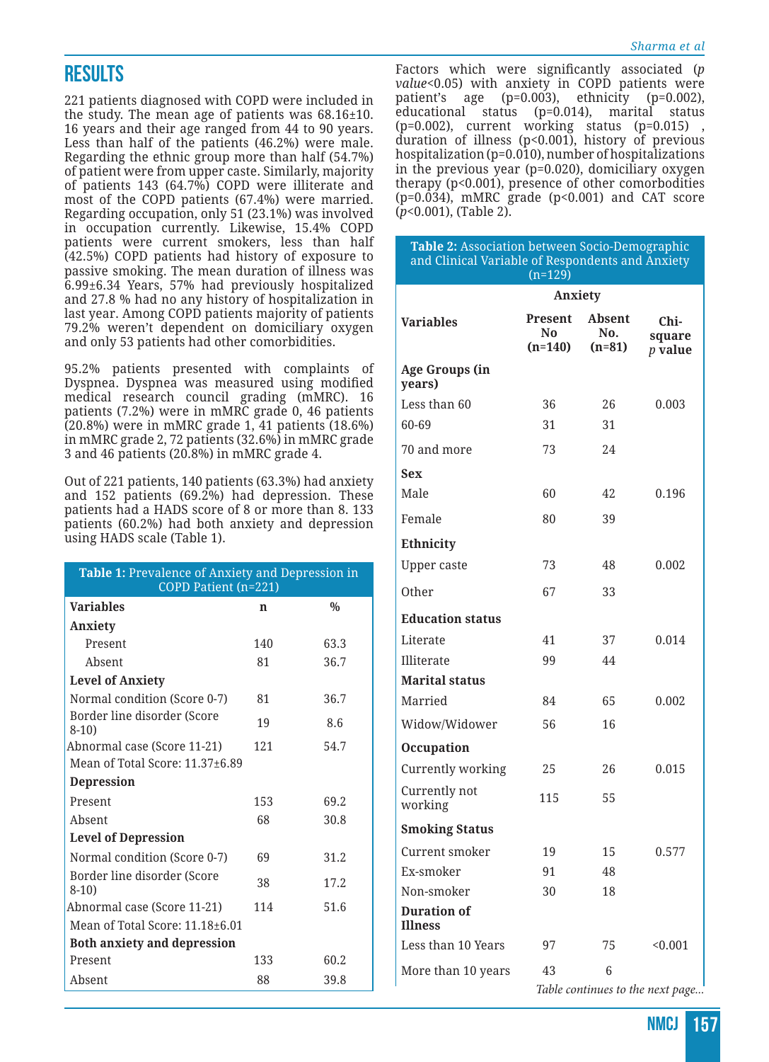## RESULTS

221 patients diagnosed with COPD were included in the study. The mean age of patients was 68.16±10.16 years and their age ranged from 44 to 90 years. Less than half of the patients (46.2%) were male. Regarding the ethnic group more than half (54.7%) of patient were from upper caste. Similarly, majority of patients 143 (64.7%) COPD were illiterate and most of the COPD patients (67.4%) were married. Regarding occupation, only 51 (23.1%) was involved in occupation currently. Likewise, 15.4% COPD patients were current smokers, less than half (42.5%) COPD patients had history of exposure to passive smoking. The mean duration of illness was 6.99±6.34 Years, 57% had previously hospitalized and 27.8 % had no any history of hospitalization in last year. Among COPD patients majority of patients 79.2% weren't dependent on domiciliary oxygen and only 53 patients had other comorbidities.

95.2% patients presented with complaints of Dyspnea. Dyspnea was measured using modified medical research council grading (mMRC). 16 patients (7.2%) were in mMRC grade 0, 46 patients (20.8%) were in mMRC grade 1, 41 patients (18.6%) in mMRC grade 2, 72 patients (32.6%) in mMRC grade 3 and 46 patients (20.8%) in mMRC grade 4.

Out of 221 patients, 140 patients (63.3%) had anxiety and 152 patients (69.2%) had depression. These patients had a HADS score of 8 or more than 8. 133 patients (60.2%) had both anxiety and depression using HADS scale (Table 1).

**Table 1:** Prevalence of Anxiety and Depression in COPD Patient (n=221)

| Variables | n | % |
|---|---|---|
| **Anxiety** | | |
| Present | 140 | 63.3 |
| Absent | 81 | 36.7 |
| **Level of Anxiety** | | |
| Normal condition (Score 0-7) | 81 | 36.7 |
| Border line disorder (Score 8-10) | 19 | 8.6 |
| Abnormal case (Score 11-21) | 121 | 54.7 |
| Mean of Total Score: 11.37±6.89 | | |
| **Depression** | | |
| Present | 153 | 69.2 |
| Absent | 68 | 30.8 |
| **Level of Depression** | | |
| Normal condition (Score 0-7) | 69 | 31.2 |
| Border line disorder (Score 8-10) | 38 | 17.2 |
| Abnormal case (Score 11-21) | 114 | 51.6 |
| Mean of Total Score: 11.18±6.01 | | |
| **Both anxiety and depression** | | |
| Present | 133 | 60.2 |
| Absent | 88 | 39.8 |

Factors which were significantly associated ($p$ *value*<0.05) with anxiety in COPD patients were patient's age (p=0.003), ethnicity (p=0.002), educational status (p=0.014), marital status (p=0.002), current working status (p=0.015) , duration of illness (p<0.001), history of previous hospitalization (p=0.010), number of hospitalizations in the previous year (p=0.020), domiciliary oxygen therapy (p<0.001), presence of other comorbodities (p=0.034), mMRC grade (p<0.001) and CAT score ($p$<0.001), (Table 2).

**Table 2:** Association between Socio-Demographic and Clinical Variable of Respondents and Anxiety (n=129)

| Variables | Anxiety Present No (n=140) | Anxiety Absent No. (n=81) | Chi-square $p$ value |
|---|---|---|---|
| **Age Groups (in years)** | | | |
| Less than 60 | 36 | 26 | 0.003 |
| 60-69 | 31 | 31 | |
| 70 and more | 73 | 24 | |
| **Sex** | | | |
| Male | 60 | 42 | 0.196 |
| Female | 80 | 39 | |
| **Ethnicity** | | | |
| Upper caste | 73 | 48 | 0.002 |
| Other | 67 | 33 | |
| **Education status** | | | |
| Literate | 41 | 37 | 0.014 |
| Illiterate | 99 | 44 | |
| **Marital status** | | | |
| Married | 84 | 65 | 0.002 |
| Widow/Widower | 56 | 16 | |
| **Occupation** | | | |
| Currently working | 25 | 26 | 0.015 |
| Currently not working | 115 | 55 | |
| **Smoking Status** | | | |
| Current smoker | 19 | 15 | 0.577 |
| Ex-smoker | 91 | 48 | |
| Non-smoker | 30 | 18 | |
| **Duration of Illness** | | | |
| Less than 10 Years | 97 | 75 | <0.001 |
| More than 10 years | 43 | 6 | |

*Table continues to the next page...*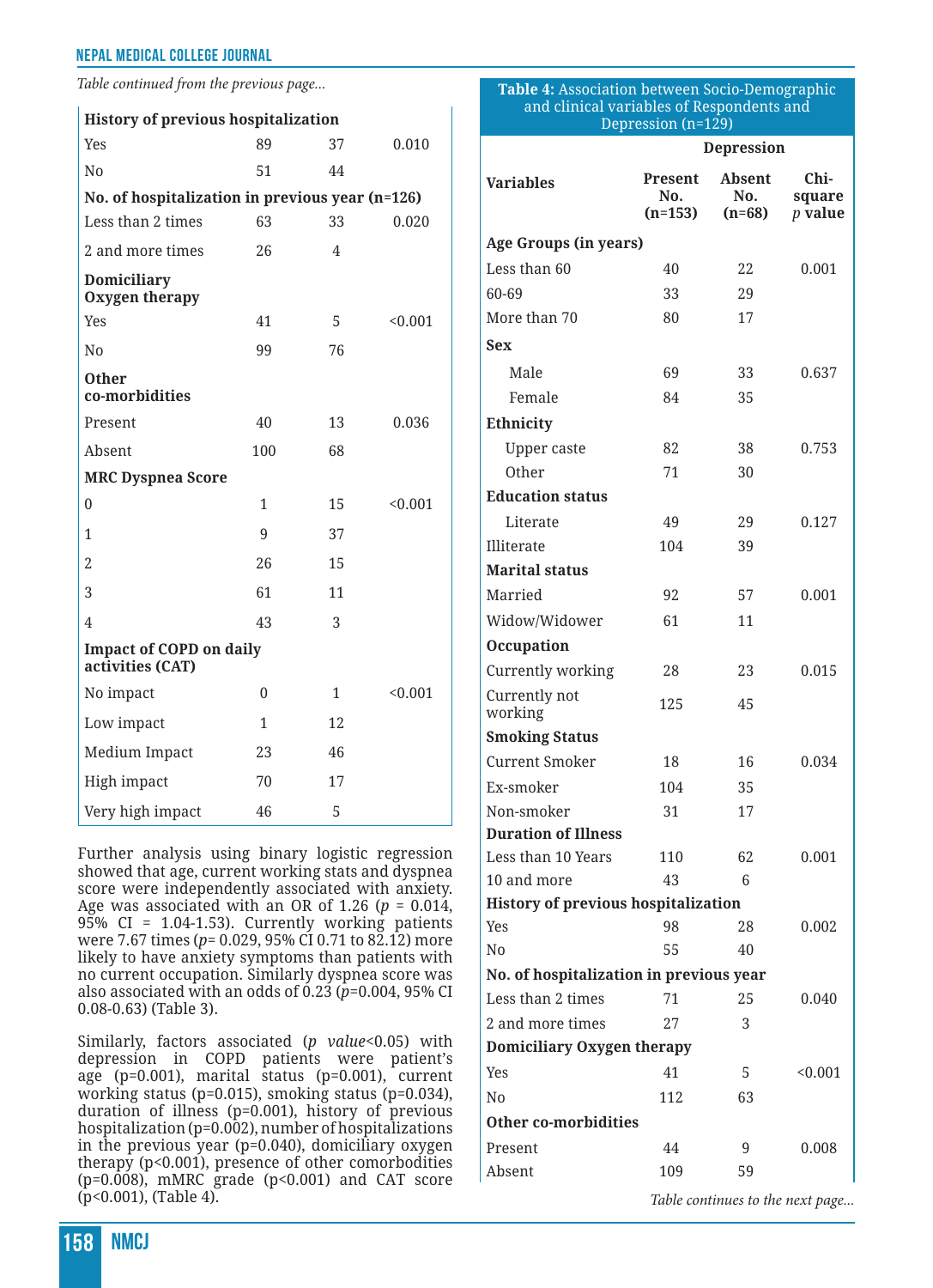*Table continued from the previous page...*

| | | | |
|---|---|---|---|
| **History of previous hospitalization** | | | |
| Yes | 89 | 37 | 0.010 |
| No | 51 | 44 | |
| **No. of hospitalization in previous year (n=126)** | | | |
| Less than 2 times | 63 | 33 | 0.020 |
| 2 and more times | 26 | 4 | |
| **Domiciliary Oxygen therapy** | | | |
| Yes | 41 | 5 | <0.001 |
| No | 99 | 76 | |
| **Other co-morbidities** | | | |
| Present | 40 | 13 | 0.036 |
| Absent | 100 | 68 | |
| **MRC Dyspnea Score** | | | |
| 0 | 1 | 15 | <0.001 |
| 1 | 9 | 37 | |
| 2 | 26 | 15 | |
| 3 | 61 | 11 | |
| 4 | 43 | 3 | |
| **Impact of COPD on daily activities (CAT)** | | | |
| No impact | 0 | 1 | <0.001 |
| Low impact | 1 | 12 | |
| Medium Impact | 23 | 46 | |
| High impact | 70 | 17 | |
| Very high impact | 46 | 5 | |

Further analysis using binary logistic regression showed that age, current working stats and dyspnea score were independently associated with anxiety. Age was associated with an OR of 1.26 (*p* = 0.014, 95% CI = 1.04-1.53). Currently working patients were 7.67 times (*p*= 0.029, 95% CI 0.71 to 82.12) more likely to have anxiety symptoms than patients with no current occupation. Similarly dyspnea score was also associated with an odds of 0.23 (*p*=0.004, 95% CI 0.08-0.63) (Table 3).

Similarly, factors associated (*p value*<0.05) with depression in COPD patients were patient's age (p=0.001), marital status (p=0.001), current working status (p=0.015), smoking status (p=0.034), duration of illness (p=0.001), history of previous hospitalization (p=0.002), number of hospitalizations in the previous year (p=0.040), domiciliary oxygen therapy (p<0.001), presence of other comorbidities (p=0.008), mMRC grade (p<0.001) and CAT score (p<0.001), (Table 4).

**Table 4:** Association between Socio-Demographic and clinical variables of Respondents and Depression (n=129)

| Variables | Depression Present No. (n=153) | Depression Absent No. (n=68) | Chi-square *p* value |
|---|---|---|---|
| **Age Groups (in years)** | | | |
| Less than 60 | 40 | 22 | 0.001 |
| 60-69 | 33 | 29 | |
| More than 70 | 80 | 17 | |
| **Sex** | | | |
| Male | 69 | 33 | 0.637 |
| Female | 84 | 35 | |
| **Ethnicity** | | | |
| Upper caste | 82 | 38 | 0.753 |
| Other | 71 | 30 | |
| **Education status** | | | |
| Literate | 49 | 29 | 0.127 |
| Illiterate | 104 | 39 | |
| **Marital status** | | | |
| Married | 92 | 57 | 0.001 |
| Widow/Widower | 61 | 11 | |
| **Occupation** | | | |
| Currently working | 28 | 23 | 0.015 |
| Currently not working | 125 | 45 | |
| **Smoking Status** | | | |
| Current Smoker | 18 | 16 | 0.034 |
| Ex-smoker | 104 | 35 | |
| Non-smoker | 31 | 17 | |
| **Duration of Illness** | | | |
| Less than 10 Years | 110 | 62 | 0.001 |
| 10 and more | 43 | 6 | |
| **History of previous hospitalization** | | | |
| Yes | 98 | 28 | 0.002 |
| No | 55 | 40 | |
| **No. of hospitalization in previous year** | | | |
| Less than 2 times | 71 | 25 | 0.040 |
| 2 and more times | 27 | 3 | |
| **Domiciliary Oxygen therapy** | | | |
| Yes | 41 | 5 | <0.001 |
| No | 112 | 63 | |
| **Other co-morbidities** | | | |
| Present | 44 | 9 | 0.008 |
| Absent | 109 | 59 | |

*Table continues to the next page...*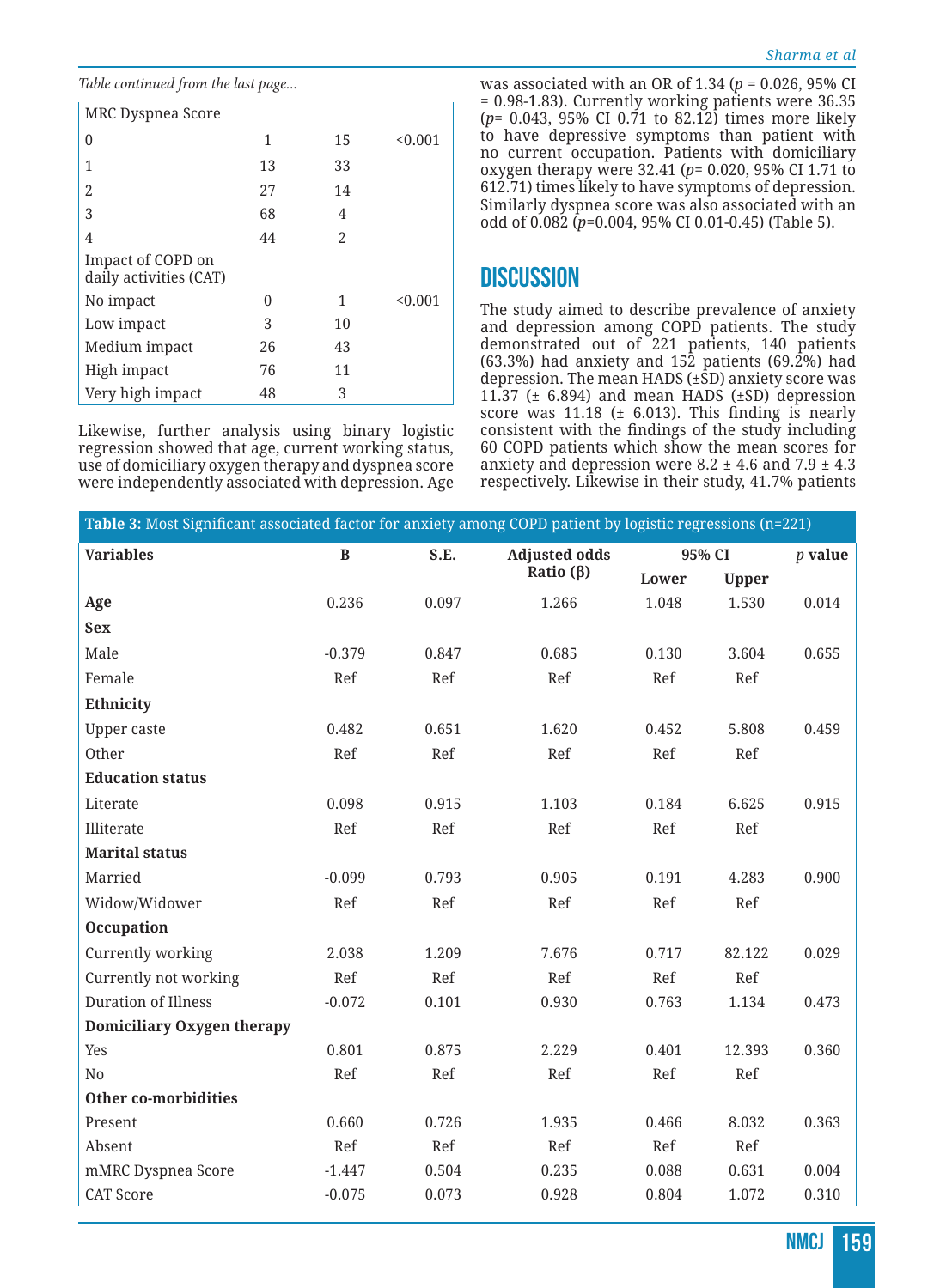*Table continued from the last page...*

| | | | |
|---|---|---|---|
| MRC Dyspnea Score | | | |
| 0 | 1 | 15 | <0.001 |
| 1 | 13 | 33 | |
| 2 | 27 | 14 | |
| 3 | 68 | 4 | |
| 4 | 44 | 2 | |
| Impact of COPD on daily activities (CAT) | | | |
| No impact | 0 | 1 | <0.001 |
| Low impact | 3 | 10 | |
| Medium impact | 26 | 43 | |
| High impact | 76 | 11 | |
| Very high impact | 48 | 3 | |

Likewise, further analysis using binary logistic regression showed that age, current working status, use of domiciliary oxygen therapy and dyspnea score were independently associated with depression. Age was associated with an OR of 1.34 ($p$ = 0.026, 95% CI = 0.98-1.83). Currently working patients were 36.35 ($p$= 0.043, 95% CI 0.71 to 82.12) times more likely to have depressive symptoms than patient with no current occupation. Patients with domiciliary oxygen therapy were 32.41 ($p$= 0.020, 95% CI 1.71 to 612.71) times likely to have symptoms of depression. Similarly dyspnea score was also associated with an odd of 0.082 ($p$=0.004, 95% CI 0.01-0.45) (Table 5).

## DISCUSSION

The study aimed to describe prevalence of anxiety and depression among COPD patients. The study demonstrated out of 221 patients, 140 patients (63.3%) had anxiety and 152 patients (69.2%) had depression. The mean HADS (±SD) anxiety score was 11.37 (± 6.894) and mean HADS (±SD) depression score was 11.18 (± 6.013). This finding is nearly consistent with the findings of the study including 60 COPD patients which show the mean scores for anxiety and depression were 8.2 ± 4.6 and 7.9 ± 4.3 respectively. Likewise in their study, 41.7% patients

**Table 3:** Most Significant associated factor for anxiety among COPD patient by logistic regressions (n=221)

| Variables | B | S.E. | Adjusted odds Ratio (β) | 95% CI | | $p$ value |
|---|---|---|---|---|---|---|
| | | | | Lower | Upper | |
| **Age** | 0.236 | 0.097 | 1.266 | 1.048 | 1.530 | 0.014 |
| **Sex** | | | | | | |
| Male | -0.379 | 0.847 | 0.685 | 0.130 | 3.604 | 0.655 |
| Female | Ref | Ref | Ref | Ref | Ref | |
| **Ethnicity** | | | | | | |
| Upper caste | 0.482 | 0.651 | 1.620 | 0.452 | 5.808 | 0.459 |
| Other | Ref | Ref | Ref | Ref | Ref | |
| **Education status** | | | | | | |
| Literate | 0.098 | 0.915 | 1.103 | 0.184 | 6.625 | 0.915 |
| Illiterate | Ref | Ref | Ref | Ref | Ref | |
| **Marital status** | | | | | | |
| Married | -0.099 | 0.793 | 0.905 | 0.191 | 4.283 | 0.900 |
| Widow/Widower | Ref | Ref | Ref | Ref | Ref | |
| **Occupation** | | | | | | |
| Currently working | 2.038 | 1.209 | 7.676 | 0.717 | 82.122 | 0.029 |
| Currently not working | Ref | Ref | Ref | Ref | Ref | |
| Duration of Illness | -0.072 | 0.101 | 0.930 | 0.763 | 1.134 | 0.473 |
| **Domiciliary Oxygen therapy** | | | | | | |
| Yes | 0.801 | 0.875 | 2.229 | 0.401 | 12.393 | 0.360 |
| No | Ref | Ref | Ref | Ref | Ref | |
| **Other co-morbidities** | | | | | | |
| Present | 0.660 | 0.726 | 1.935 | 0.466 | 8.032 | 0.363 |
| Absent | Ref | Ref | Ref | Ref | Ref | |
| mMRC Dyspnea Score | -1.447 | 0.504 | 0.235 | 0.088 | 0.631 | 0.004 |
| CAT Score | -0.075 | 0.073 | 0.928 | 0.804 | 1.072 | 0.310 |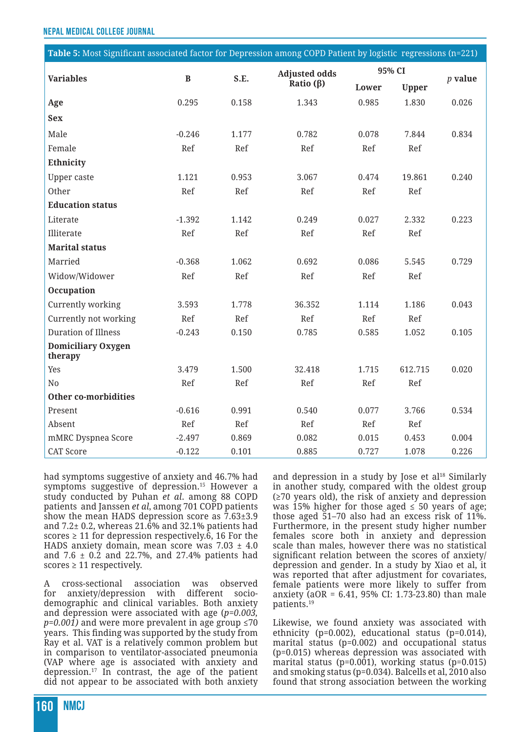**Table 5:** Most Significant associated factor for Depression among COPD Patient by logistic regressions (n=221)

| Variables | B | S.E. | Adjusted odds Ratio (β) | 95% CI | | *p* value |
|---|---|---|---|---|---|---|
| | | | | Lower | Upper | |
| **Age** | 0.295 | 0.158 | 1.343 | 0.985 | 1.830 | 0.026 |
| **Sex** | | | | | | |
| Male | -0.246 | 1.177 | 0.782 | 0.078 | 7.844 | 0.834 |
| Female | Ref | Ref | Ref | Ref | Ref | |
| **Ethnicity** | | | | | | |
| Upper caste | 1.121 | 0.953 | 3.067 | 0.474 | 19.861 | 0.240 |
| Other | Ref | Ref | Ref | Ref | Ref | |
| **Education status** | | | | | | |
| Literate | -1.392 | 1.142 | 0.249 | 0.027 | 2.332 | 0.223 |
| Illiterate | Ref | Ref | Ref | Ref | Ref | |
| **Marital status** | | | | | | |
| Married | -0.368 | 1.062 | 0.692 | 0.086 | 5.545 | 0.729 |
| Widow/Widower | Ref | Ref | Ref | Ref | Ref | |
| **Occupation** | | | | | | |
| Currently working | 3.593 | 1.778 | 36.352 | 1.114 | 1.186 | 0.043 |
| Currently not working | Ref | Ref | Ref | Ref | Ref | |
| Duration of Illness | -0.243 | 0.150 | 0.785 | 0.585 | 1.052 | 0.105 |
| **Domiciliary Oxygen therapy** | | | | | | |
| Yes | 3.479 | 1.500 | 32.418 | 1.715 | 612.715 | 0.020 |
| No | Ref | Ref | Ref | Ref | Ref | |
| **Other co-morbidities** | | | | | | |
| Present | -0.616 | 0.991 | 0.540 | 0.077 | 3.766 | 0.534 |
| Absent | Ref | Ref | Ref | Ref | Ref | |
| mMRC Dyspnea Score | -2.497 | 0.869 | 0.082 | 0.015 | 0.453 | 0.004 |
| CAT Score | -0.122 | 0.101 | 0.885 | 0.727 | 1.078 | 0.226 |

had symptoms suggestive of anxiety and 46.7% had symptoms suggestive of depression.[15] However a study conducted by Puhan *et al*. among 88 COPD patients and Janssen *et al*, among 701 COPD patients show the mean HADS depression score as 7.63±3.9 and 7.2± 0.2, whereas 21.6% and 32.1% patients had scores ≥ 11 for depression respectively.6, 16 For the HADS anxiety domain, mean score was 7.03 ± 4.0 and 7.6 ± 0.2 and 22.7%, and 27.4% patients had scores ≥ 11 respectively.

A cross-sectional association was observed for anxiety/depression with different socio-demographic and clinical variables. Both anxiety and depression were associated with age (*p=0.003, p=0.001)* and were more prevalent in age group ≤70 years. This finding was supported by the study from Ray et al. VAT is a relatively common problem but in comparison to ventilator-associated pneumonia (VAP where age is associated with anxiety and depression.[17] In contrast, the age of the patient did not appear to be associated with both anxiety and depression in a study by Jose et al[18] Similarly in another study, compared with the oldest group (≥70 years old), the risk of anxiety and depression was 15% higher for those aged ≤ 50 years of age; those aged 51–70 also had an excess risk of 11%. Furthermore, in the present study higher number females score both in anxiety and depression scale than males, however there was no statistical significant relation between the scores of anxiety/depression and gender. In a study by Xiao et al, it was reported that after adjustment for covariates, female patients were more likely to suffer from anxiety (aOR = 6.41, 95% CI: 1.73-23.80) than male patients.[19]

Likewise, we found anxiety was associated with ethnicity (p=0.002), educational status (p=0.014), marital status (p=0.002) and occupational status (p=0.015) whereas depression was associated with marital status (p=0.001), working status (p=0.015) and smoking status (p=0.034). Balcells et al, 2010 also found that strong association between the working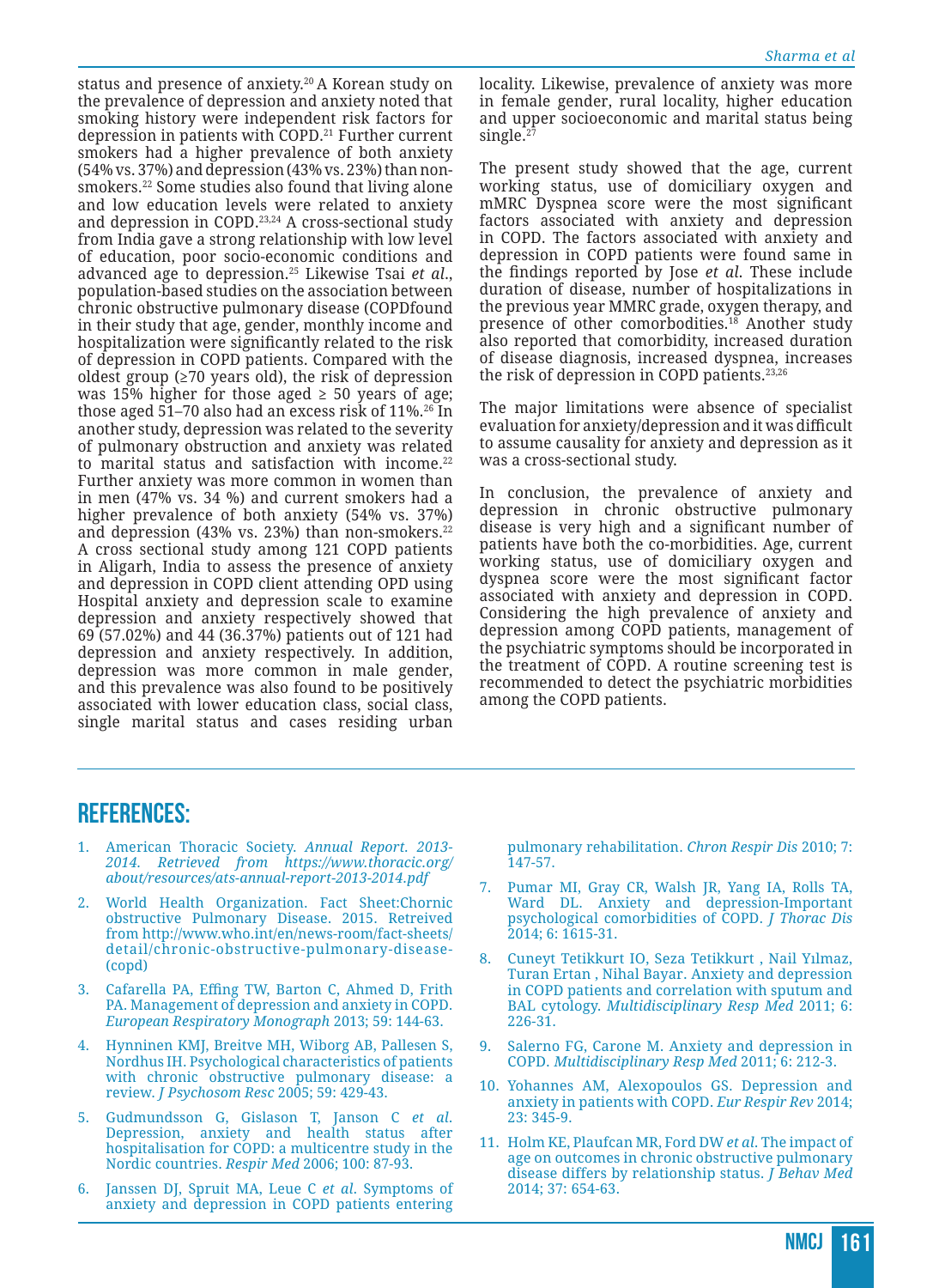status and presence of anxiety.[20] A Korean study on the prevalence of depression and anxiety noted that smoking history were independent risk factors for depression in patients with COPD.[21] Further current smokers had a higher prevalence of both anxiety (54% vs. 37%) and depression (43% vs. 23%) than non-smokers.[22] Some studies also found that living alone and low education levels were related to anxiety and depression in COPD.[23,24] A cross-sectional study from India gave a strong relationship with low level of education, poor socio-economic conditions and advanced age to depression.[25] Likewise Tsai *et al.*, population-based studies on the association between chronic obstructive pulmonary disease (COPDfound in their study that age, gender, monthly income and hospitalization were significantly related to the risk of depression in COPD patients. Compared with the oldest group (≥70 years old), the risk of depression was 15% higher for those aged ≥ 50 years of age; those aged 51–70 also had an excess risk of 11%.[26] In another study, depression was related to the severity of pulmonary obstruction and anxiety was related to marital status and satisfaction with income.[22] Further anxiety was more common in women than in men (47% vs. 34 %) and current smokers had a higher prevalence of both anxiety (54% vs. 37%) and depression (43% vs. 23%) than non-smokers.[22] A cross sectional study among 121 COPD patients in Aligarh, India to assess the presence of anxiety and depression in COPD client attending OPD using Hospital anxiety and depression scale to examine depression and anxiety respectively showed that 69 (57.02%) and 44 (36.37%) patients out of 121 had depression and anxiety respectively. In addition, depression was more common in male gender, and this prevalence was also found to be positively associated with lower education class, social class, single marital status and cases residing urban locality. Likewise, prevalence of anxiety was more in female gender, rural locality, higher education and upper socioeconomic and marital status being single.[27]

The present study showed that the age, current working status, use of domiciliary oxygen and mMRC Dyspnea score were the most significant factors associated with anxiety and depression in COPD. The factors associated with anxiety and depression in COPD patients were found same in the findings reported by Jose *et al.* These include duration of disease, number of hospitalizations in the previous year MMRC grade, oxygen therapy, and presence of other comorbodities.[18] Another study also reported that comorbidity, increased duration of disease diagnosis, increased dyspnea, increases the risk of depression in COPD patients.[23,26]

The major limitations were absence of specialist evaluation for anxiety/depression and it was difficult to assume causality for anxiety and depression as it was a cross-sectional study.

In conclusion, the prevalence of anxiety and depression in chronic obstructive pulmonary disease is very high and a significant number of patients have both the co-morbidities. Age, current working status, use of domiciliary oxygen and dyspnea score were the most significant factor associated with anxiety and depression in COPD. Considering the high prevalence of anxiety and depression among COPD patients, management of the psychiatric symptoms should be incorporated in the treatment of COPD. A routine screening test is recommended to detect the psychiatric morbidities among the COPD patients.

## REFERENCES:

1. American Thoracic Society. *Annual Report. 2013-2014. Retrieved from https://www.thoracic.org/about/resources/ats-annual-report-2013-2014.pdf*
2. World Health Organization. Fact Sheet:Chornic obstructive Pulmonary Disease. 2015. Retreived from http://www.who.int/en/news-room/fact-sheets/detail/chronic-obstructive-pulmonary-disease-(copd)
3. Cafarella PA, Effing TW, Barton C, Ahmed D, Frith PA. Management of depression and anxiety in COPD. *European Respiratory Monograph* 2013; 59: 144-63.
4. Hynninen KMJ, Breitve MH, Wiborg AB, Pallesen S, Nordhus IH. Psychological characteristics of patients with chronic obstructive pulmonary disease: a review. *J Psychosom Resc* 2005; 59: 429-43.
5. Gudmundsson G, Gislason T, Janson C *et al.* Depression, anxiety and health status after hospitalisation for COPD: a multicentre study in the Nordic countries. *Respir Med* 2006; 100: 87-93.
6. Janssen DJ, Spruit MA, Leue C *et al*. Symptoms of anxiety and depression in COPD patients entering pulmonary rehabilitation. *Chron Respir Dis* 2010; 7: 147-57.
7. Pumar MI, Gray CR, Walsh JR, Yang IA, Rolls TA, Ward DL. Anxiety and depression-Important psychological comorbidities of COPD. *J Thorac Dis* 2014; 6: 1615-31.
8. Cuneyt Tetikkurt IO, Seza Tetikkurt , Nail Yılmaz, Turan Ertan , Nihal Bayar. Anxiety and depression in COPD patients and correlation with sputum and BAL cytology. *Multidisciplinary Resp Med* 2011; 6: 226-31.
9. Salerno FG, Carone M. Anxiety and depression in COPD. *Multidisciplinary Resp Med* 2011; 6: 212-3.
10. Yohannes AM, Alexopoulos GS. Depression and anxiety in patients with COPD. *Eur Respir Rev* 2014; 23: 345-9.
11. Holm KE, Plaufcan MR, Ford DW *et al*. The impact of age on outcomes in chronic obstructive pulmonary disease differs by relationship status. *J Behav Med* 2014; 37: 654-63.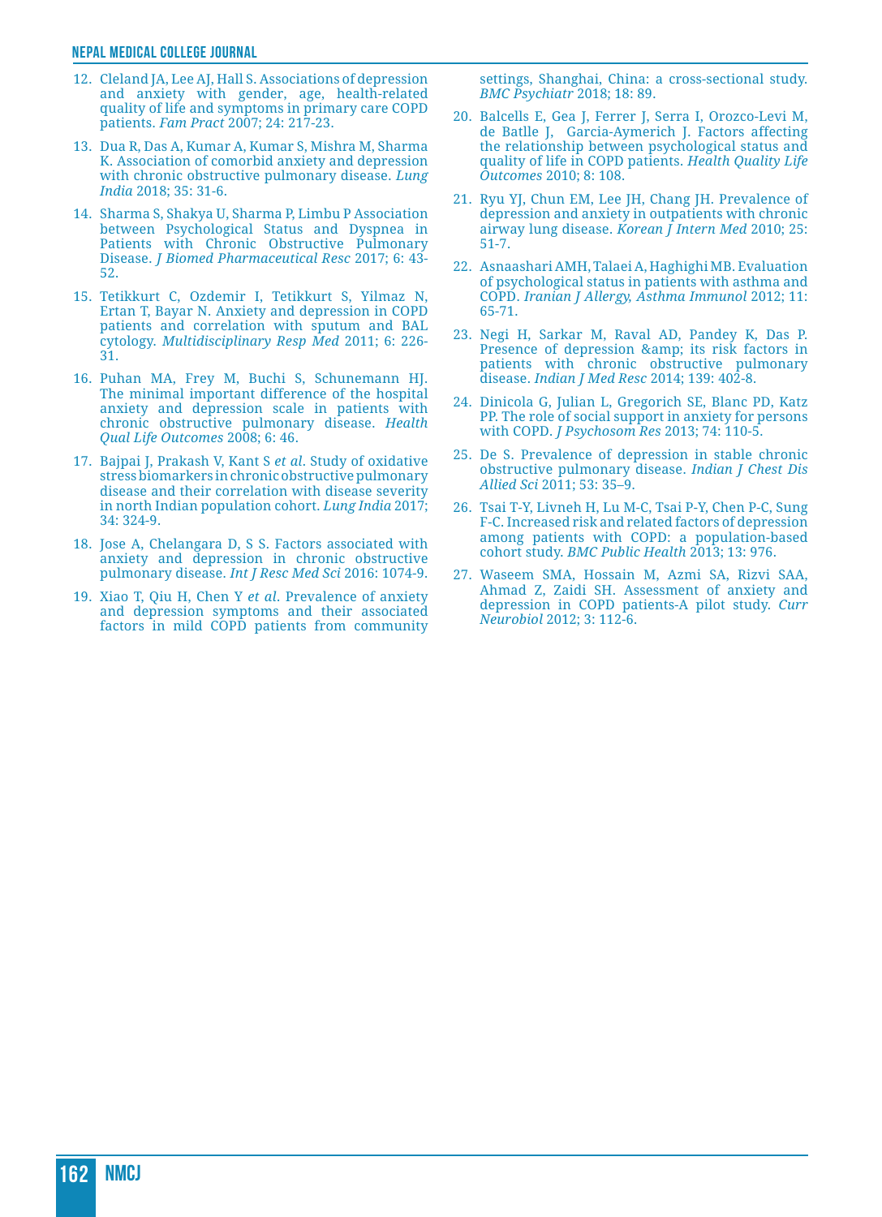12. Cleland JA, Lee AJ, Hall S. Associations of depression and anxiety with gender, age, health-related quality of life and symptoms in primary care COPD patients. *Fam Pract* 2007; 24: 217-23.

13. Dua R, Das A, Kumar A, Kumar S, Mishra M, Sharma K. Association of comorbid anxiety and depression with chronic obstructive pulmonary disease. *Lung India* 2018; 35: 31-6.

14. Sharma S, Shakya U, Sharma P, Limbu P Association between Psychological Status and Dyspnea in Patients with Chronic Obstructive Pulmonary Disease. *J Biomed Pharmaceutical Resc* 2017; 6: 43-52.

15. Tetikkurt C, Ozdemir I, Tetikkurt S, Yilmaz N, Ertan T, Bayar N. Anxiety and depression in COPD patients and correlation with sputum and BAL cytology. *Multidisciplinary Resp Med* 2011; 6: 226-31.

16. Puhan MA, Frey M, Buchi S, Schunemann HJ. The minimal important difference of the hospital anxiety and depression scale in patients with chronic obstructive pulmonary disease. *Health Qual Life Outcomes* 2008; 6: 46.

17. Bajpai J, Prakash V, Kant S *et al*. Study of oxidative stress biomarkers in chronic obstructive pulmonary disease and their correlation with disease severity in north Indian population cohort. *Lung India* 2017; 34: 324-9.

18. Jose A, Chelangara D, S S. Factors associated with anxiety and depression in chronic obstructive pulmonary disease. *Int J Resc Med Sci* 2016: 1074-9.

19. Xiao T, Qiu H, Chen Y *et al*. Prevalence of anxiety and depression symptoms and their associated factors in mild COPD patients from community settings, Shanghai, China: a cross-sectional study. *BMC Psychiatr* 2018; 18: 89.

20. Balcells E, Gea J, Ferrer J, Serra I, Orozco-Levi M, de Batlle J, Garcia-Aymerich J. Factors affecting the relationship between psychological status and quality of life in COPD patients. *Health Quality Life Outcomes* 2010; 8: 108.

21. Ryu YJ, Chun EM, Lee JH, Chang JH. Prevalence of depression and anxiety in outpatients with chronic airway lung disease. *Korean J Intern Med* 2010; 25: 51-7.

22. Asnaashari AMH, Talaei A, Haghighi MB. Evaluation of psychological status in patients with asthma and COPD. *Iranian J Allergy, Asthma Immunol* 2012; 11: 65-71.

23. Negi H, Sarkar M, Raval AD, Pandey K, Das P. Presence of depression &amp; its risk factors in patients with chronic obstructive pulmonary disease. *Indian J Med Resc* 2014; 139: 402-8.

24. Dinicola G, Julian L, Gregorich SE, Blanc PD, Katz PP. The role of social support in anxiety for persons with COPD. *J Psychosom Res* 2013; 74: 110-5.

25. De S. Prevalence of depression in stable chronic obstructive pulmonary disease. *Indian J Chest Dis Allied Sci* 2011; 53: 35–9.

26. Tsai T-Y, Livneh H, Lu M-C, Tsai P-Y, Chen P-C, Sung F-C. Increased risk and related factors of depression among patients with COPD: a population-based cohort study. *BMC Public Health* 2013; 13: 976.

27. Waseem SMA, Hossain M, Azmi SA, Rizvi SAA, Ahmad Z, Zaidi SH. Assessment of anxiety and depression in COPD patients-A pilot study. *Curr Neurobiol* 2012; 3: 112-6.